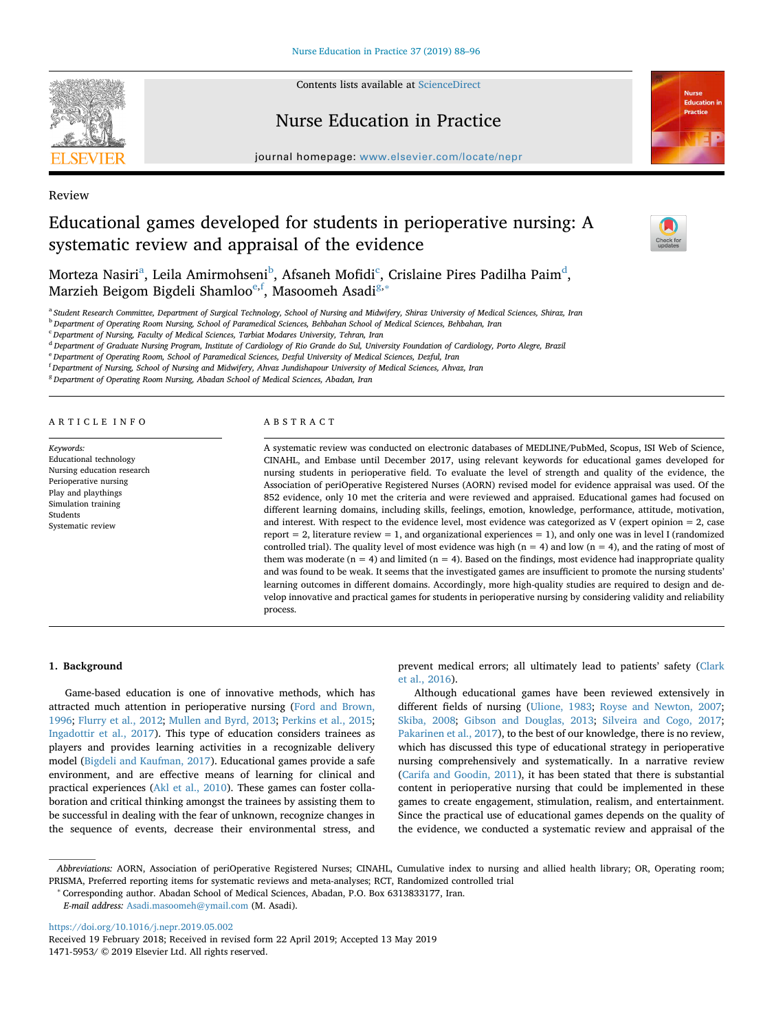Review

# Educational games developed for students in perioperative nursing: A systematic review and appraisal of the evidence

Morteza Nasiri[a], Leila Amirmohseni[b], Afsaneh Mofidi[c], Crislaine Pires Padilha Paim[d], Marzieh Beigom Bigdeli Shamloo[e,f], Masoomeh Asadi[g,*]

[a] Student Research Committee, Department of Surgical Technology, School of Nursing and Midwifery, Shiraz University of Medical Sciences, Shiraz, Iran
[b] Department of Operating Room Nursing, School of Paramedical Sciences, Behbahan School of Medical Sciences, Behbahan, Iran
[c] Department of Nursing, Faculty of Medical Sciences, Tarbiat Modares University, Tehran, Iran
[d] Department of Graduate Nursing Program, Institute of Cardiology of Rio Grande do Sul, University Foundation of Cardiology, Porto Alegre, Brazil
[e] Department of Operating Room, School of Paramedical Sciences, Dezful University of Medical Sciences, Dezful, Iran
[f] Department of Nursing, School of Nursing and Midwifery, Ahvaz Jundishapour University of Medical Sciences, Ahvaz, Iran
[g] Department of Operating Room Nursing, Abadan School of Medical Sciences, Abadan, Iran

## ARTICLE INFO

*Keywords:*
Educational technology
Nursing education research
Perioperative nursing
Play and playthings
Simulation training
Students
Systematic review

## ABSTRACT

A systematic review was conducted on electronic databases of MEDLINE/PubMed, Scopus, ISI Web of Science, CINAHL, and Embase until December 2017, using relevant keywords for educational games developed for nursing students in perioperative field. To evaluate the level of strength and quality of the evidence, the Association of periOperative Registered Nurses (AORN) revised model for evidence appraisal was used. Of the 852 evidence, only 10 met the criteria and were reviewed and appraised. Educational games had focused on different learning domains, including skills, feelings, emotion, knowledge, performance, attitude, motivation, and interest. With respect to the evidence level, most evidence was categorized as V (expert opinion = 2, case report = 2, literature review = 1, and organizational experiences = 1), and only one was in level I (randomized controlled trial). The quality level of most evidence was high (n = 4) and low (n = 4), and the rating of most of them was moderate (n = 4) and limited (n = 4). Based on the findings, most evidence had inappropriate quality and was found to be weak. It seems that the investigated games are insufficient to promote the nursing students' learning outcomes in different domains. Accordingly, more high-quality studies are required to design and develop innovative and practical games for students in perioperative nursing by considering validity and reliability process.

## 1. Background

Game-based education is one of innovative methods, which has attracted much attention in perioperative nursing (Ford and Brown, 1996; Flurry et al., 2012; Mullen and Byrd, 2013; Perkins et al., 2015; Ingadottir et al., 2017). This type of education considers trainees as players and provides learning activities in a recognizable delivery model (Bigdeli and Kaufman, 2017). Educational games provide a safe environment, and are effective means of learning for clinical and practical experiences (Akl et al., 2010). These games can foster collaboration and critical thinking amongst the trainees by assisting them to be successful in dealing with the fear of unknown, recognize changes in the sequence of events, decrease their environmental stress, and prevent medical errors; all ultimately lead to patients' safety (Clark et al., 2016).

Although educational games have been reviewed extensively in different fields of nursing (Ulione, 1983; Royse and Newton, 2007; Skiba, 2008; Gibson and Douglas, 2013; Silveira and Cogo, 2017; Pakarinen et al., 2017), to the best of our knowledge, there is no review, which has discussed this type of educational strategy in perioperative nursing comprehensively and systematically. In a narrative review (Carifa and Goodin, 2011), it has been stated that there is substantial content in perioperative nursing that could be implemented in these games to create engagement, stimulation, realism, and entertainment. Since the practical use of educational games depends on the quality of the evidence, we conducted a systematic review and appraisal of the

*Abbreviations:* AORN, Association of periOperative Registered Nurses; CINAHL, Cumulative index to nursing and allied health library; OR, Operating room; PRISMA, Preferred reporting items for systematic reviews and meta-analyses; RCT, Randomized controlled trial

\* Corresponding author. Abadan School of Medical Sciences, Abadan, P.O. Box 6313833177, Iran.
*E-mail address:* Asadi.masoomeh@ymail.com (M. Asadi).

https://doi.org/10.1016/j.nepr.2019.05.002
Received 19 February 2018; Received in revised form 22 April 2019; Accepted 13 May 2019
1471-5953/ © 2019 Elsevier Ltd. All rights reserved.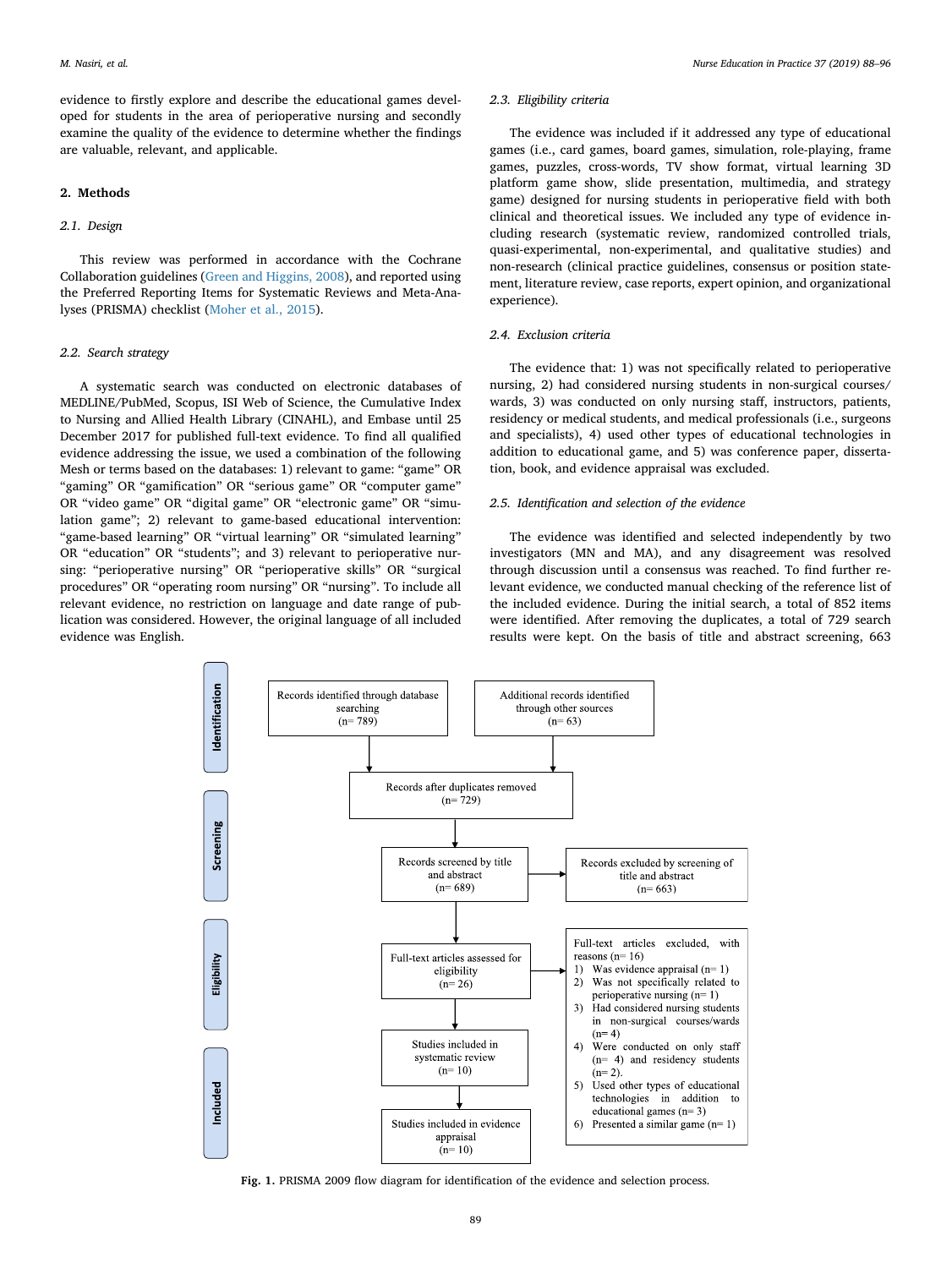evidence to firstly explore and describe the educational games developed for students in the area of perioperative nursing and secondly examine the quality of the evidence to determine whether the findings are valuable, relevant, and applicable.

## 2. Methods

### 2.1. Design

This review was performed in accordance with the Cochrane Collaboration guidelines (Green and Higgins, 2008), and reported using the Preferred Reporting Items for Systematic Reviews and Meta-Analyses (PRISMA) checklist (Moher et al., 2015).

### 2.2. Search strategy

A systematic search was conducted on electronic databases of MEDLINE/PubMed, Scopus, ISI Web of Science, the Cumulative Index to Nursing and Allied Health Library (CINAHL), and Embase until 25 December 2017 for published full-text evidence. To find all qualified evidence addressing the issue, we used a combination of the following Mesh or terms based on the databases: 1) relevant to game: "game" OR "gaming" OR "gamification" OR "serious game" OR "computer game" OR "video game" OR "digital game" OR "electronic game" OR "simulation game"; 2) relevant to game-based educational intervention: "game-based learning" OR "virtual learning" OR "simulated learning" OR "education" OR "students"; and 3) relevant to perioperative nursing: "perioperative nursing" OR "perioperative skills" OR "surgical procedures" OR "operating room nursing" OR "nursing". To include all relevant evidence, no restriction on language and date range of publication was considered. However, the original language of all included evidence was English.

### 2.3. Eligibility criteria

The evidence was included if it addressed any type of educational games (i.e., card games, board games, simulation, role-playing, frame games, puzzles, cross-words, TV show format, virtual learning 3D platform game show, slide presentation, multimedia, and strategy game) designed for nursing students in perioperative field with both clinical and theoretical issues. We included any type of evidence including research (systematic review, randomized controlled trials, quasi-experimental, non-experimental, and qualitative studies) and non-research (clinical practice guidelines, consensus or position statement, literature review, case reports, expert opinion, and organizational experience).

### 2.4. Exclusion criteria

The evidence that: 1) was not specifically related to perioperative nursing, 2) had considered nursing students in non-surgical courses/wards, 3) was conducted on only nursing staff, instructors, patients, residency or medical students, and medical professionals (i.e., surgeons and specialists), 4) used other types of educational technologies in addition to educational game, and 5) was conference paper, dissertation, book, and evidence appraisal was excluded.

### 2.5. Identification and selection of the evidence

The evidence was identified and selected independently by two investigators (MN and MA), and any disagreement was resolved through discussion until a consensus was reached. To find further relevant evidence, we conducted manual checking of the reference list of the included evidence. During the initial search, a total of 852 items were identified. After removing the duplicates, a total of 729 search results were kept. On the basis of title and abstract screening, 663

**Identification**

- Records identified through database searching (n= 789)
- Additional records identified through other sources (n= 63)
- Records after duplicates removed (n= 729)

**Screening**

- Records screened by title and abstract (n= 689)
- Records excluded by screening of title and abstract (n= 663)

**Eligibility**

- Full-text articles assessed for eligibility (n= 26)
- Full-text articles excluded, with reasons (n= 16)
  1) Was evidence appraisal (n= 1)
  2) Was not specifically related to perioperative nursing (n= 1)
  3) Had considered nursing students in non-surgical courses/wards (n= 4)
  4) Were conducted on only staff (n= 4) and residency students (n= 2).
  5) Used other types of educational technologies in addition to educational games (n= 3)
  6) Presented a similar game (n= 1)

**Included**

- Studies included in systematic review (n= 10)
- Studies included in evidence appraisal (n= 10)

**Fig. 1.** PRISMA 2009 flow diagram for identification of the evidence and selection process.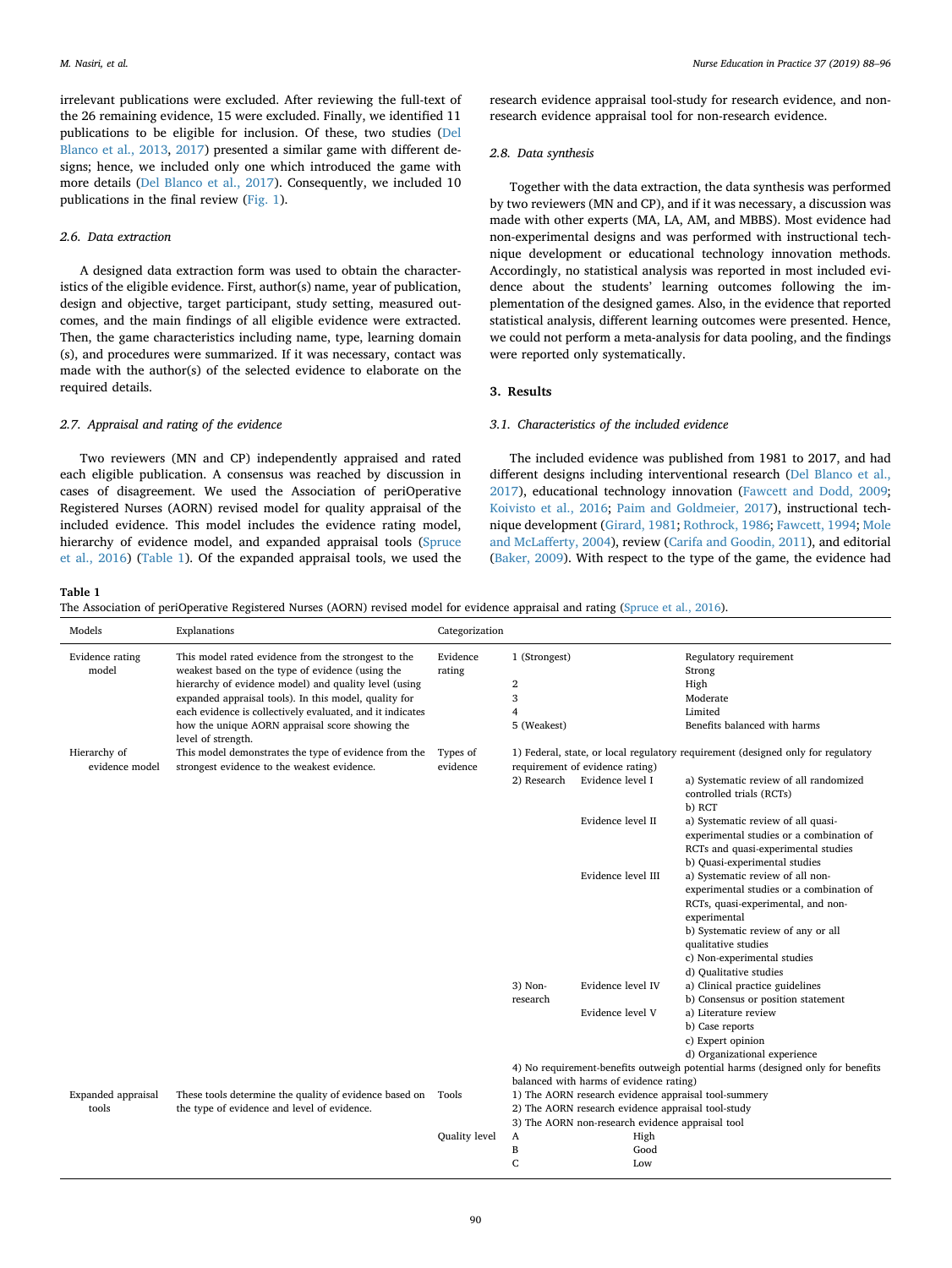irrelevant publications were excluded. After reviewing the full-text of the 26 remaining evidence, 15 were excluded. Finally, we identified 11 publications to be eligible for inclusion. Of these, two studies (Del Blanco et al., 2013, 2017) presented a similar game with different designs; hence, we included only one which introduced the game with more details (Del Blanco et al., 2017). Consequently, we included 10 publications in the final review (Fig. 1).

### 2.6. Data extraction

A designed data extraction form was used to obtain the characteristics of the eligible evidence. First, author(s) name, year of publication, design and objective, target participant, study setting, measured outcomes, and the main findings of all eligible evidence were extracted. Then, the game characteristics including name, type, learning domain (s), and procedures were summarized. If it was necessary, contact was made with the author(s) of the selected evidence to elaborate on the required details.

### 2.7. Appraisal and rating of the evidence

Two reviewers (MN and CP) independently appraised and rated each eligible publication. A consensus was reached by discussion in cases of disagreement. We used the Association of periOperative Registered Nurses (AORN) revised model for quality appraisal of the included evidence. This model includes the evidence rating model, hierarchy of evidence model, and expanded appraisal tools (Spruce et al., 2016) (Table 1). Of the expanded appraisal tools, we used the research evidence appraisal tool-study for research evidence, and non-research evidence appraisal tool for non-research evidence.

### 2.8. Data synthesis

Together with the data extraction, the data synthesis was performed by two reviewers (MN and CP), and if it was necessary, a discussion was made with other experts (MA, LA, AM, and MBBS). Most evidence had non-experimental designs and was performed with instructional technique development or educational technology innovation methods. Accordingly, no statistical analysis was reported in most included evidence about the students' learning outcomes following the implementation of the designed games. Also, in the evidence that reported statistical analysis, different learning outcomes were presented. Hence, we could not perform a meta-analysis for data pooling, and the findings were reported only systematically.

## 3. Results

### 3.1. Characteristics of the included evidence

The included evidence was published from 1981 to 2017, and had different designs including interventional research (Del Blanco et al., 2017), educational technology innovation (Fawcett and Dodd, 2009; Koivisto et al., 2016; Paim and Goldmeier, 2017), instructional technique development (Girard, 1981; Rothrock, 1986; Fawcett, 1994; Mole and McLafferty, 2004), review (Carifa and Goodin, 2011), and editorial (Baker, 2009). With respect to the type of the game, the evidence had

**Table 1**
The Association of periOperative Registered Nurses (AORN) revised model for evidence appraisal and rating (Spruce et al., 2016).

| Models | Explanations | Categorization | | | |
|---|---|---|---|---|---|
| Evidence rating model | This model rated evidence from the strongest to the weakest based on the type of evidence (using the hierarchy of evidence model) and quality level (using expanded appraisal tools). In this model, quality for each evidence is collectively evaluated, and it indicates how the unique AORN appraisal score showing the level of strength. | Evidence rating | 1 (Strongest) | | Regulatory requirement |
| | | | | | Strong |
| | | | 2 | | High |
| | | | 3 | | Moderate |
| | | | 4 | | Limited |
| | | | 5 (Weakest) | | Benefits balanced with harms |
| Hierarchy of evidence model | This model demonstrates the type of evidence from the strongest evidence to the weakest evidence. | Types of evidence | 1) Federal, state, or local regulatory requirement (designed only for regulatory requirement of evidence rating) | | |
| | | | 2) Research | Evidence level I | a) Systematic review of all randomized controlled trials (RCTs)<br>b) RCT |
| | | | | Evidence level II | a) Systematic review of all quasi-experimental studies or a combination of RCTs and quasi-experimental studies<br>b) Quasi-experimental studies |
| | | | | Evidence level III | a) Systematic review of all non-experimental studies or a combination of RCTs, quasi-experimental, and non-experimental<br>b) Systematic review of any or all qualitative studies<br>c) Non-experimental studies<br>d) Qualitative studies |
| | | | 3) Non-research | Evidence level IV | a) Clinical practice guidelines<br>b) Consensus or position statement |
| | | | | Evidence level V | a) Literature review<br>b) Case reports<br>c) Expert opinion<br>d) Organizational experience |
| | | | 4) No requirement-benefits outweigh potential harms (designed only for benefits balanced with harms of evidence rating) | | |
| Expanded appraisal tools | These tools determine the quality of evidence based on the type of evidence and level of evidence. | Tools | 1) The AORN research evidence appraisal tool-summery | | |
| | | | 2) The AORN research evidence appraisal tool-study | | |
| | | | 3) The AORN non-research evidence appraisal tool | | |
| | | Quality level | A | High | |
| | | | B | Good | |
| | | | C | Low | |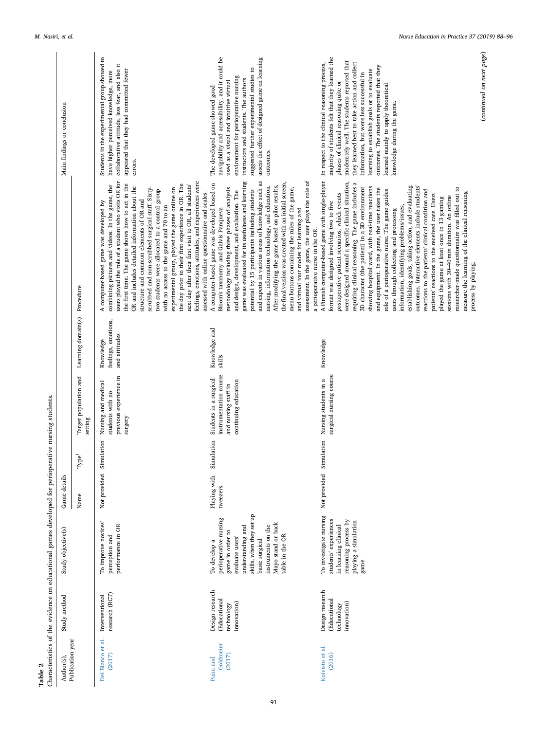**Table 2**

Characteristics of the evidence on educational games developed for perioperative nursing students.

| Author(s), Publication year | Study method | Study objective(s) | Game details | | Target population and setting | Learning domain(s) | Procedure | Main findings or conclusion |
|---|---|---|---|---|---|---|---|---|
| | | | Name | Type[1] | | | | |
| Del Blanco et al. (2017) | Interventional research (RCT) | To improve novices' perception and performance in OR | Not provided | Simulation | Nursing and medical students with no previous experience in surgery | Knowledge feelings, emotions, and attitudes | A computer-based game was developed by combining pictures and videos. In the game, the users played the role of a student who visits OR for the first time. The game shows how to act in the OR and includes detailed information about the structure and common elements of OR and scrubbed and non-scrubbed surgical staff. Sixty-two students were allocated to a control group with no access to the game and 70 to an experimental group, played the game online on the day prior to their first experience in OR. The next day after their first visit to OR, all students' feelings, emotions, attitudes, and experiences were assessed with online questionnaire and scales. | Students in the experimental group showed to have higher perceived knowledge, more collaborative attitude, less fear, and also it appeared that they had committed fewer errors. |
| Paim and Goldmeier (2017) | Design research (Educational technology innovation) | To develop a perioperative nursing game in order to evaluate users' understanding and skills, when they set up basic surgical instruments on the Mayo stand or back table in the OR | Playing with tweezers | Simulation | Students in a surgical instrumentation course and nursing staff in continuing education | Knowledge and skills | A computer-based game was developed based on Bloom's taxonomy and Galvis Panqueva methodology including three phases of analysis and design, development, and evaluation. The game was evaluated for its usefulness and learning potential by 15 participants including students and experts in various areas of knowledge such as nursing, information technology, and education. After modifying the game based on pilot results, the final version was created with an initial screen, menu buttons containing the rules of the game, and virtual tour modes for learning and assessment. In the game, the user plays the role of a perioperative nurse in the OR. | The developed game showed good navigability and accessibility, and it could be used as a visual and intuitive virtual environment for perioperative nursing instructors and students. The authors suggested further experimental studies to assess the effect of designed game on learning outcomes. |
| Koivisto et al. (2016) | Design research (Educational technology innovation) | To investigate nursing students' experiences in learning clinical reasoning process by playing a simulation game | Not provided | Simulation | Nursing students in a surgical nursing course | Knowledge | A Finnish computer-based game with single-player format was designed involving two to five postoperative patient scenarios, which events were designed around a specific clinical situation, requiring clinical reasoning. The game includes a 3D character (the patient) in a 3D environment showing hospital ward, with real-time reactions and equipment. In the game, the user takes the role of a perioperative nurse. The game guides users through collecting and processing information, identifying problems/issues, establishing goals, taking action, and evaluating outcomes. Interactive elements include students' reactions to the patients' clinical condition and patients' reactions to the received care. Users played the game at least once in 13 gaming sessions with 30–40 min duration. An online researcher-made questionnaire was filled out to measure the learning of the clinical reasoning process by playing. | In respect to the clinical reasoning process, majority of students felt that they learned the phases of clinical reasoning quite or moderately well. The students reported that they learned best to take action and collect information, but were less successful in learning to establish goals or to evaluate outcomes. The students reported that they learned mainly to apply theoretical knowledge during the game. |

(*continued on next page*)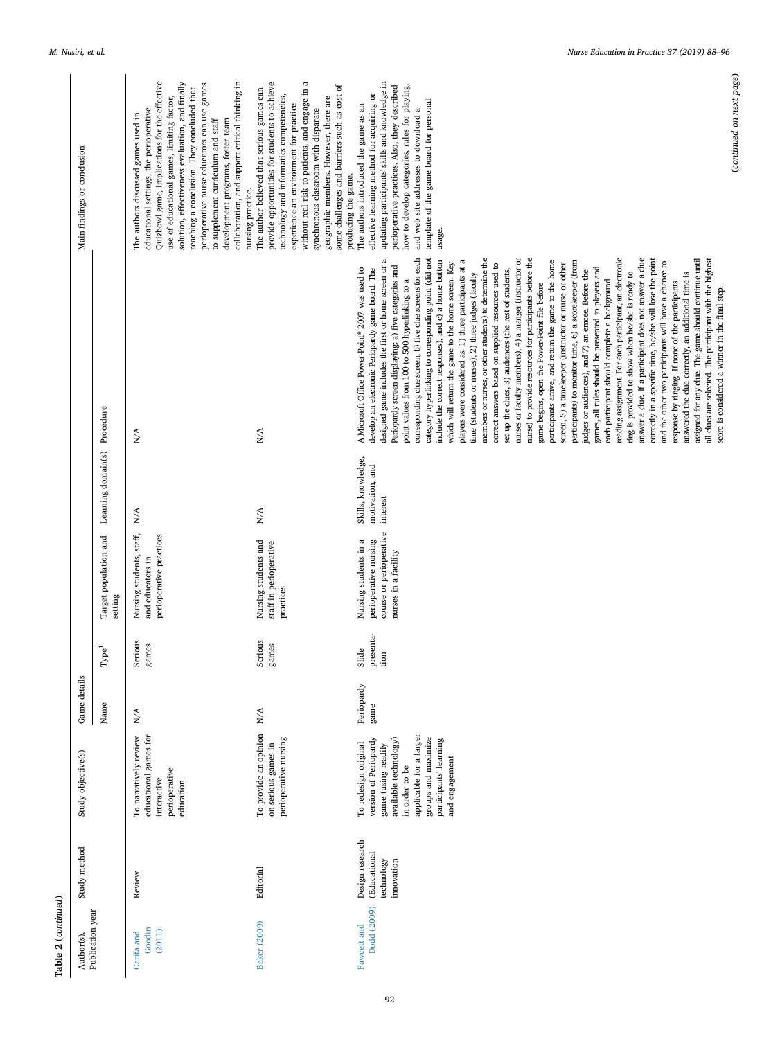**Table 2** (*continued*)

| Author(s), Publication year | Study method | Study objective(s) | Game details | | | Target population and setting | Learning domain(s) | Procedure | Main findings or conclusion |
|---|---|---|---|---|---|---|---|---|---|
| | | | Name | Type[1] | | | | | |
| Carifa and Goodin (2011) | Review | To narratively review educational games for interactive perioperative education | N/A | Serious games | | Nursing students, staff, and educators in perioperative practices | N/A | N/A | The authors discussed games used in educational settings, the perioperative Quizbowl game, implications for the effective use of educational games, limiting factor, solution, effectiveness evaluation, and finally reaching a conclusion. They concluded that perioperative nurse educators can use games to supplement curriculum and staff development programs, foster team collaboration, and support critical thinking in nursing practice. |
| Baker (2009) | Editorial | To provide an opinion on serious games in perioperative nursing | N/A | Serious games | | Nursing students and staff in perioperative practices | N/A | N/A | The author believed that serious games can provide opportunities for students to achieve technology and informatics competencies, experience an environment for practice without real risk to patients, and engage in a synchronous classroom with disparate geographic members. However, there are some challenges and barriers such as cost of producing the game. |
| Fawcett and Dodd (2009) | Design research (Educational technology innovation | To redesign original version of Periopardy game (using readily available technology) in order to be applicable for a larger groups and maximize participants' learning and engagement | Periopardy game | Slide presentation | | Nursing students in a perioperative nursing course or perioperative nurses in a facility | Skills, knowledge, motivation, and interest | A Microsoft Office Power-Point® 2007 was used to develop an electronic Periopardy game board. The designed game includes the first or home screen or a Periopardy screen displaying: a) five categories and point values from 100 to 500 hyperlinking to a corresponding clue screen, b) five clue screens for each category hyperlinking to corresponding point (did not include the correct responses), and c) a home button which will return the game to the home screen. Key players were considered as: 1) three participants at a time (students or nurses), 2) three judges (faculty members or nurses, or other students) to determine the correct answers based on supplied resources used to set up the clues, 3) audiences (the rest of students, nurses or faculty members), 4) a manger (instructor or nurse) to provide resources for participants before the game begins, open the Power-Point file before participants arrive, and return the game to the home screen, 5) a timekeeper (instructor or nurse or other participants) to monitor time, 6) a scorekeeper (from judges or audiences), and 7) an emcee. Before the games, all rules should be presented to players and each participant should complete a background reading assignment. For each participant, an electronic ring is provided to show when he/she is ready to answer a clue. If a participant does not answer a clue correctly in a specific time, he/she will lose the point and the other two participants will have a chance to response by ringing. If none of the participants answered the clue correctly, an additional time is assigned for any clue. The game should continue until all clues are selected. The participant with the highest score is considered a winner in the final step. | The authors introduced the game as an effective learning method for acquiring or updating participants' skills and knowledge in perioperative practices. Also, they described how to develop categories, rules for playing, and web site addresses to download a template of the game board for personal usage. |

(*continued on next page*)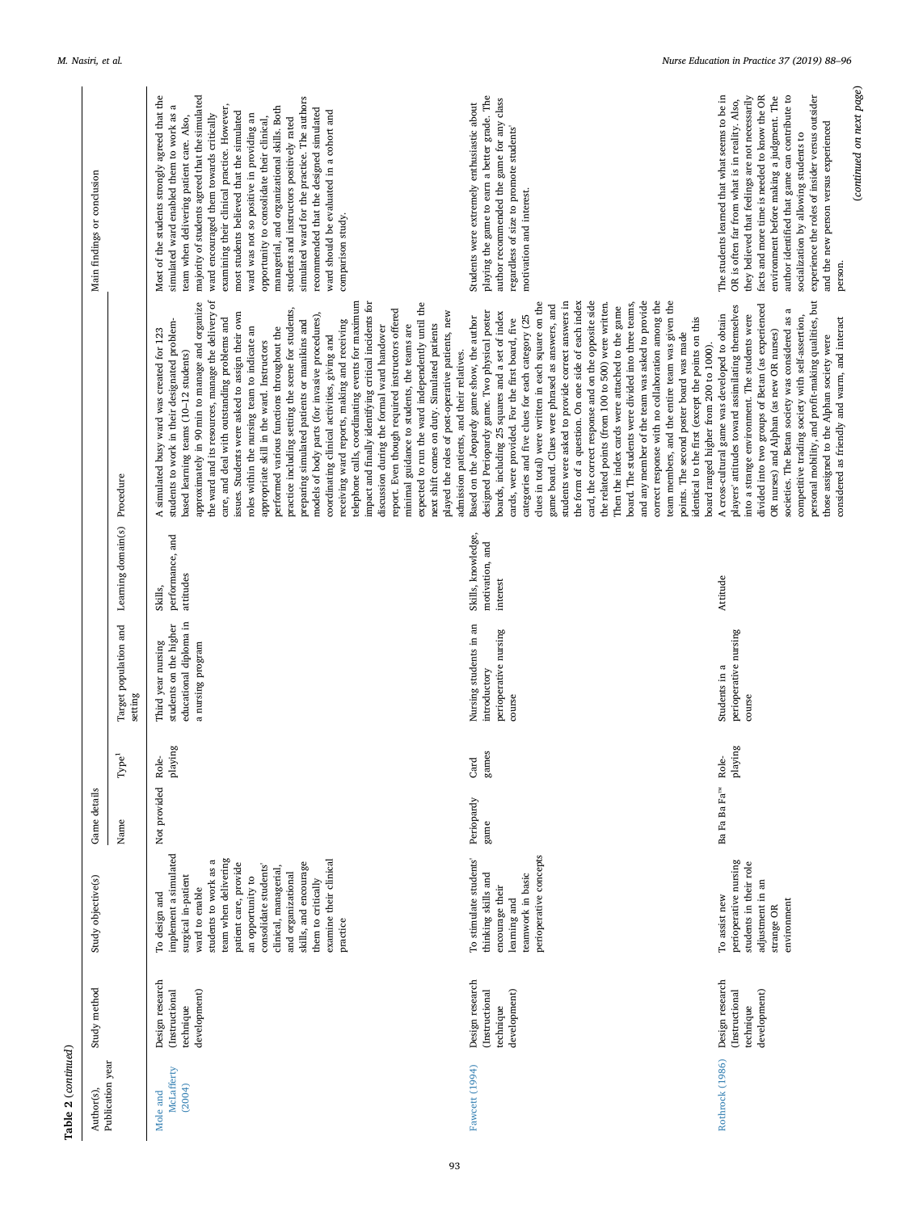**Table 2** (*continued*)

| Author(s), Publication year | Study method | Study objective(s) | Game details | | Target population and setting | Learning domain(s) | Procedure | Main findings or conclusion |
|---|---|---|---|---|---|---|---|---|
| | | | Name | Type[1] | | | | |
| Mole and McLafferty (2004) | Design research (Instructional technique development) | To design and implement a simulated surgical in-patient ward to enable students to work as a team when delivering patient care, provide an opportunity to consolidate students' clinical, managerial, and organizational skills, and encourage them to critically examine their clinical practice | Not provided | Role-playing | Third year nursing students on the higher educational diploma in a nursing program | Skills, performance, and attitudes | A simulated busy ward was created for 123 students to work in their designated problem-based learning teams (10–12 students) approximately in 90 min to manage and organize the ward and its resources, manage the delivery of care, and deal with outstanding problems and issues. Students were asked to assign their own roles within the nursing team to indicate an appropriate skill in the ward. Instructors performed various functions throughout the practice including setting the scene for students, preparing simulated patients or manikins and models of body parts (for invasive procedures), coordinating clinical activities, giving and receiving ward reports, making and receiving telephone calls, coordinating events for maximum impact and finally identifying critical incidents for discussion during the formal ward handover report. Even though required instructors offered minimal guidance to students, the teams are expected to run the ward independently until the next shift comes on duty. Simulated patients played the roles of post-operative patients, new admission patients, and their relatives. | Most of the students strongly agreed that the simulated ward enabled them to work as a team when delivering patient care. Also, majority of students agreed that the simulated ward encouraged them towards critically examining their clinical practice. However, most students believed that the simulated ward was not so positive in providing an opportunity to consolidate their clinical, managerial, and organizational skills. Both students and instructors positively rated simulated ward for the practice. The authors recommended that the designed simulated ward should be evaluated in a cohort and comparison study. |
| Fawcett (1994) | Design research (Instructional technique development) | To stimulate students' thinking skills and encourage their learning and teamwork in basic perioperative concepts | Periopardy game | Card games | Nursing students in an introductory perioperative nursing course | Skills, knowledge, motivation, and interest | Based on the Jeopardy game show, the author designed Periopardy game. Two physical poster boards, including 25 squares and a set of index cards, were provided. For the first board, five categories and five clues for each category (25 clues in total) were written in each square on the game board. Clues were phrased as answers, and students were asked to provide correct answers in the form of a question. On one side of each index card, the correct response and on the opposite side the related points (from 100 to 500) were written. Then the index cards were attached to the game board. The students were divided into three teams, and any member of the team was asked to provide correct response with no collaboration among the team members, and the entire team was given the identical to the first (except the points on this points. The second poster board was made board ranged higher from 200 to 1000). | Students were extremely enthusiastic about playing the game to earn a better grade. The author recommended the game for any class regardless of size to promote students' motivation and interest. |
| Rothrock (1986) | Design research (Instructional technique development) | To assist new perioperative nursing students in their role adjustment in an strange OR environment | Ba Fa Ba Fa™ | Role-playing | Students in a perioperative nursing course | Attitude | A cross-cultural game was developed to obtain players' attitudes toward assimilating themselves into a strange environment. The students were divided into two groups of Betan (as experienced OR nurses) and Alphan (as new OR nurses) societies. The Betan society was considered as a competitive trading society with self-assertion, personal mobility, and profit-making qualities, but those assigned to the Alphan society were considered as friendly and warm, and interact | The students learned that what seems to be in OR is often far from what is in reality. Also, they believed that feelings are not necessarily facts and more time is needed to know the OR environment before making a judgment. The author identified that game can contribute to socialization by allowing students to experience the roles of insider versus outsider and the new person versus experienced person. |

(*continued on next page*)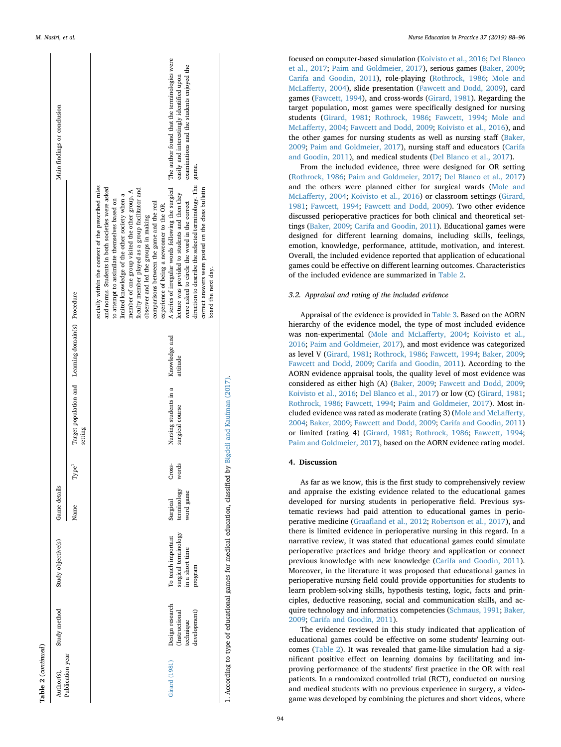**Table 2** (*continued*)

| Author(s), Publication year | Study method | Study objective(s) | Game details | | Target population and setting | Learning domain(s) | Procedure | Main findings or conclusion |
|---|---|---|---|---|---|---|---|---|
| | | | Name | Type[1] | | | | |
| | | | | | | | socially within the context of the prescribed rules and norms. Students in both societies were asked to attempt to assimilate themselves based on limited knowledge of the other society when a member of one group visited the other group. A faculty member played as a group facilitator and observer and led the groups in making comparisons between the game and the real experience of being a newcomer to the OR. | |
| Girard (1981) | Design research (Instructional technique development) | To teach important surgical terminology in a short time program | Surgical terminology word game | Cross-words | Nursing students in a surgical course | Knowledge and attitude | A series of irregular words following the surgical lecture was provided to students and then they were asked to circle the word in the correct direction to describe the selected terminology. The correct answers were posted on the class bulletin board the next day. | The author found that the terminologies were easily and interestingly identified upon examinations and the students enjoyed the game. |

1. According to type of educational games for medical education, classified by Bigdeli and Kaufman (2017).

focused on computer-based simulation (Koivisto et al., 2016; Del Blanco et al., 2017; Paim and Goldmeier, 2017), serious games (Baker, 2009; Carifa and Goodin, 2011), role-playing (Rothrock, 1986; Mole and McLafferty, 2004), slide presentation (Fawcett and Dodd, 2009), card games (Fawcett, 1994), and cross-words (Girard, 1981). Regarding the target population, most games were specifically designed for nursing students (Girard, 1981; Rothrock, 1986; Fawcett, 1994; Mole and McLafferty, 2004; Fawcett and Dodd, 2009; Koivisto et al., 2016), and the other games for nursing students as well as nursing staff (Baker, 2009; Paim and Goldmeier, 2017), nursing staff and educators (Carifa and Goodin, 2011), and medical students (Del Blanco et al., 2017).

From the included evidence, three were designed for OR setting (Rothrock, 1986; Paim and Goldmeier, 2017; Del Blanco et al., 2017) and the others were planned either for surgical wards (Mole and McLafferty, 2004; Koivisto et al., 2016) or classroom settings (Girard, 1981; Fawcett, 1994; Fawcett and Dodd, 2009). Two other evidence discussed perioperative practices for both clinical and theoretical settings (Baker, 2009; Carifa and Goodin, 2011). Educational games were designed for different learning domains, including skills, feelings, emotion, knowledge, performance, attitude, motivation, and interest. Overall, the included evidence reported that application of educational games could be effective on different learning outcomes. Characteristics of the included evidence are summarized in Table 2.

### 3.2. Appraisal and rating of the included evidence

Appraisal of the evidence is provided in Table 3. Based on the AORN hierarchy of the evidence model, the type of most included evidence was non-experimental (Mole and McLafferty, 2004; Koivisto et al., 2016; Paim and Goldmeier, 2017), and most evidence was categorized as level V (Girard, 1981; Rothrock, 1986; Fawcett, 1994; Baker, 2009; Fawcett and Dodd, 2009; Carifa and Goodin, 2011). According to the AORN evidence appraisal tools, the quality level of most evidence was considered as either high (A) (Baker, 2009; Fawcett and Dodd, 2009; Koivisto et al., 2016; Del Blanco et al., 2017) or low (C) (Girard, 1981; Rothrock, 1986; Fawcett, 1994; Paim and Goldmeier, 2017). Most included evidence was rated as moderate (rating 3) (Mole and McLafferty, 2004; Baker, 2009; Fawcett and Dodd, 2009; Carifa and Goodin, 2011) or limited (rating 4) (Girard, 1981; Rothrock, 1986; Fawcett, 1994; Paim and Goldmeier, 2017), based on the AORN evidence rating model.

## 4. Discussion

As far as we know, this is the first study to comprehensively review and appraise the existing evidence related to the educational games developed for nursing students in perioperative field. Previous systematic reviews had paid attention to educational games in perioperative medicine (Graafland et al., 2012; Robertson et al., 2017), and there is limited evidence in perioperative nursing in this regard. In a narrative review, it was stated that educational games could simulate perioperative practices and bridge theory and application or connect previous knowledge with new knowledge (Carifa and Goodin, 2011). Moreover, in the literature it was proposed that educational games in perioperative nursing field could provide opportunities for students to learn problem-solving skills, hypothesis testing, logic, facts and principles, deductive reasoning, social and communication skills, and acquire technology and informatics competencies (Schmaus, 1991; Baker, 2009; Carifa and Goodin, 2011).

The evidence reviewed in this study indicated that application of educational games could be effective on some students' learning outcomes (Table 2). It was revealed that game-like simulation had a significant positive effect on learning domains by facilitating and improving performance of the students' first practice in the OR with real patients. In a randomized controlled trial (RCT), conducted on nursing and medical students with no previous experience in surgery, a videogame was developed by combining the pictures and short videos, where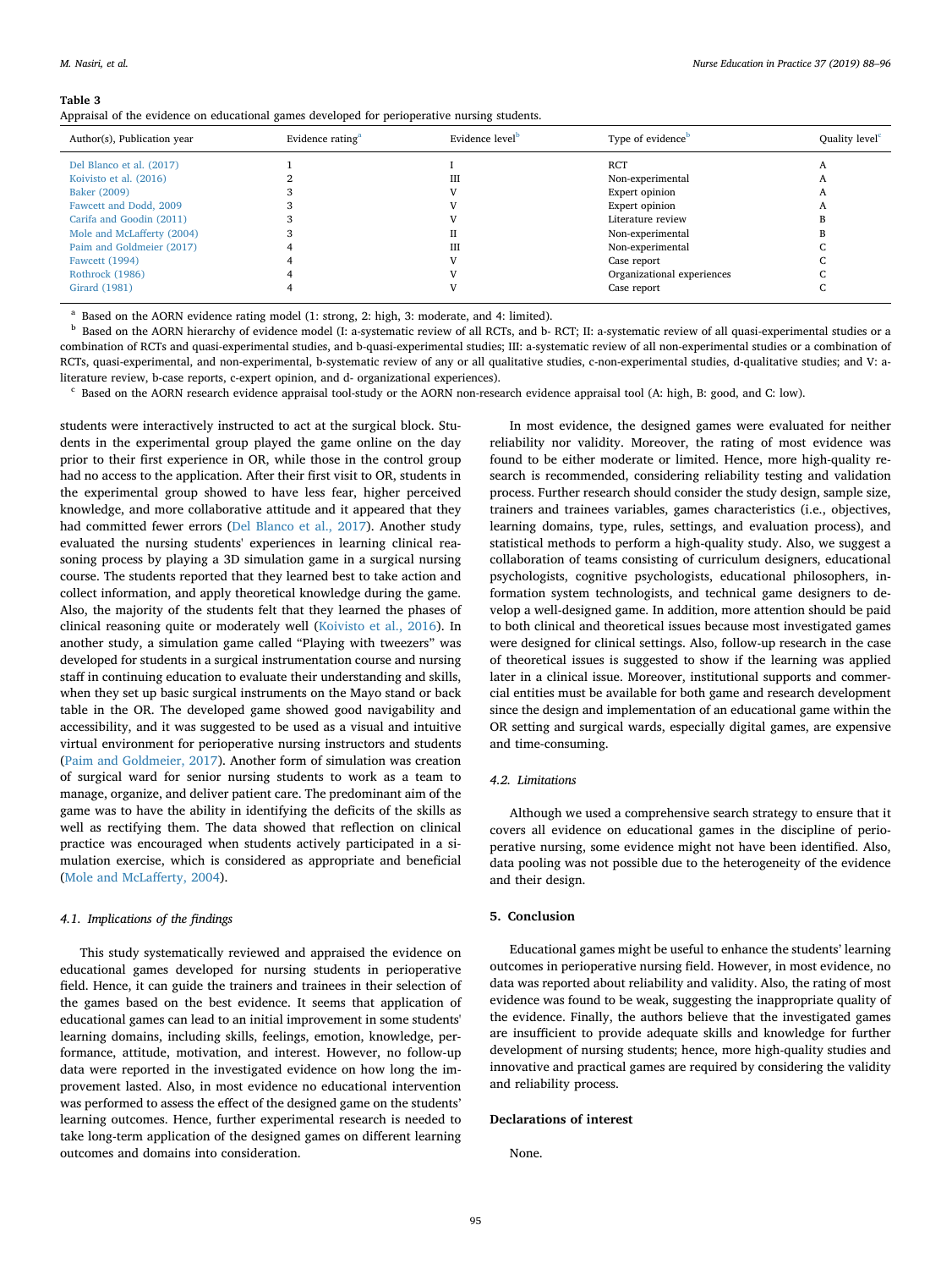**Table 3**
Appraisal of the evidence on educational games developed for perioperative nursing students.

| Author(s), Publication year | Evidence rating[a] | Evidence level[b] | Type of evidence[b] | Quality level[c] |
|---|---|---|---|---|
| Del Blanco et al. (2017) | 1 | I | RCT | A |
| Koivisto et al. (2016) | 2 | III | Non-experimental | A |
| Baker (2009) | 3 | V | Expert opinion | A |
| Fawcett and Dodd, 2009 | 3 | V | Expert opinion | A |
| Carifa and Goodin (2011) | 3 | V | Literature review | B |
| Mole and McLafferty (2004) | 3 | II | Non-experimental | B |
| Paim and Goldmeier (2017) | 4 | III | Non-experimental | C |
| Fawcett (1994) | 4 | V | Case report | C |
| Rothrock (1986) | 4 | V | Organizational experiences | C |
| Girard (1981) | 4 | V | Case report | C |

[a] Based on the AORN evidence rating model (1: strong, 2: high, 3: moderate, and 4: limited).
[b] Based on the AORN hierarchy of evidence model (I: a-systematic review of all RCTs, and b- RCT; II: a-systematic review of all quasi-experimental studies or a combination of RCTs and quasi-experimental studies, and b-quasi-experimental studies; III: a-systematic review of all non-experimental studies or a combination of RCTs, quasi-experimental, and non-experimental, b-systematic review of any or all qualitative studies, c-non-experimental studies, d-qualitative studies; and V: a-literature review, b-case reports, c-expert opinion, and d- organizational experiences).
[c] Based on the AORN research evidence appraisal tool-study or the AORN non-research evidence appraisal tool (A: high, B: good, and C: low).

students were interactively instructed to act at the surgical block. Students in the experimental group played the game online on the day prior to their first experience in OR, while those in the control group had no access to the application. After their first visit to OR, students in the experimental group showed to have less fear, higher perceived knowledge, and more collaborative attitude and it appeared that they had committed fewer errors (Del Blanco et al., 2017). Another study evaluated the nursing students' experiences in learning clinical reasoning process by playing a 3D simulation game in a surgical nursing course. The students reported that they learned best to take action and collect information, and apply theoretical knowledge during the game. Also, the majority of the students felt that they learned the phases of clinical reasoning quite or moderately well (Koivisto et al., 2016). In another study, a simulation game called "Playing with tweezers" was developed for students in a surgical instrumentation course and nursing staff in continuing education to evaluate their understanding and skills, when they set up basic surgical instruments on the Mayo stand or back table in the OR. The developed game showed good navigability and accessibility, and it was suggested to be used as a visual and intuitive virtual environment for perioperative nursing instructors and students (Paim and Goldmeier, 2017). Another form of simulation was creation of surgical ward for senior nursing students to work as a team to manage, organize, and deliver patient care. The predominant aim of the game was to have the ability in identifying the deficits of the skills as well as rectifying them. The data showed that reflection on clinical practice was encouraged when students actively participated in a simulation exercise, which is considered as appropriate and beneficial (Mole and McLafferty, 2004).

### 4.1. Implications of the findings

This study systematically reviewed and appraised the evidence on educational games developed for nursing students in perioperative field. Hence, it can guide the trainers and trainees in their selection of the games based on the best evidence. It seems that application of educational games can lead to an initial improvement in some students' learning domains, including skills, feelings, emotion, knowledge, performance, attitude, motivation, and interest. However, no follow-up data were reported in the investigated evidence on how long the improvement lasted. Also, in most evidence no educational intervention was performed to assess the effect of the designed game on the students' learning outcomes. Hence, further experimental research is needed to take long-term application of the designed games on different learning outcomes and domains into consideration.

In most evidence, the designed games were evaluated for neither reliability nor validity. Moreover, the rating of most evidence was found to be either moderate or limited. Hence, more high-quality research is recommended, considering reliability testing and validation process. Further research should consider the study design, sample size, trainers and trainees variables, games characteristics (i.e., objectives, learning domains, type, rules, settings, and evaluation process), and statistical methods to perform a high-quality study. Also, we suggest a collaboration of teams consisting of curriculum designers, educational psychologists, cognitive psychologists, educational philosophers, information system technologists, and technical game designers to develop a well-designed game. In addition, more attention should be paid to both clinical and theoretical issues because most investigated games were designed for clinical settings. Also, follow-up research in the case of theoretical issues is suggested to show if the learning was applied later in a clinical issue. Moreover, institutional supports and commercial entities must be available for both game and research development since the design and implementation of an educational game within the OR setting and surgical wards, especially digital games, are expensive and time-consuming.

### 4.2. Limitations

Although we used a comprehensive search strategy to ensure that it covers all evidence on educational games in the discipline of perioperative nursing, some evidence might not have been identified. Also, data pooling was not possible due to the heterogeneity of the evidence and their design.

## 5. Conclusion

Educational games might be useful to enhance the students' learning outcomes in perioperative nursing field. However, in most evidence, no data was reported about reliability and validity. Also, the rating of most evidence was found to be weak, suggesting the inappropriate quality of the evidence. Finally, the authors believe that the investigated games are insufficient to provide adequate skills and knowledge for further development of nursing students; hence, more high-quality studies and innovative and practical games are required by considering the validity and reliability process.

## Declarations of interest

None.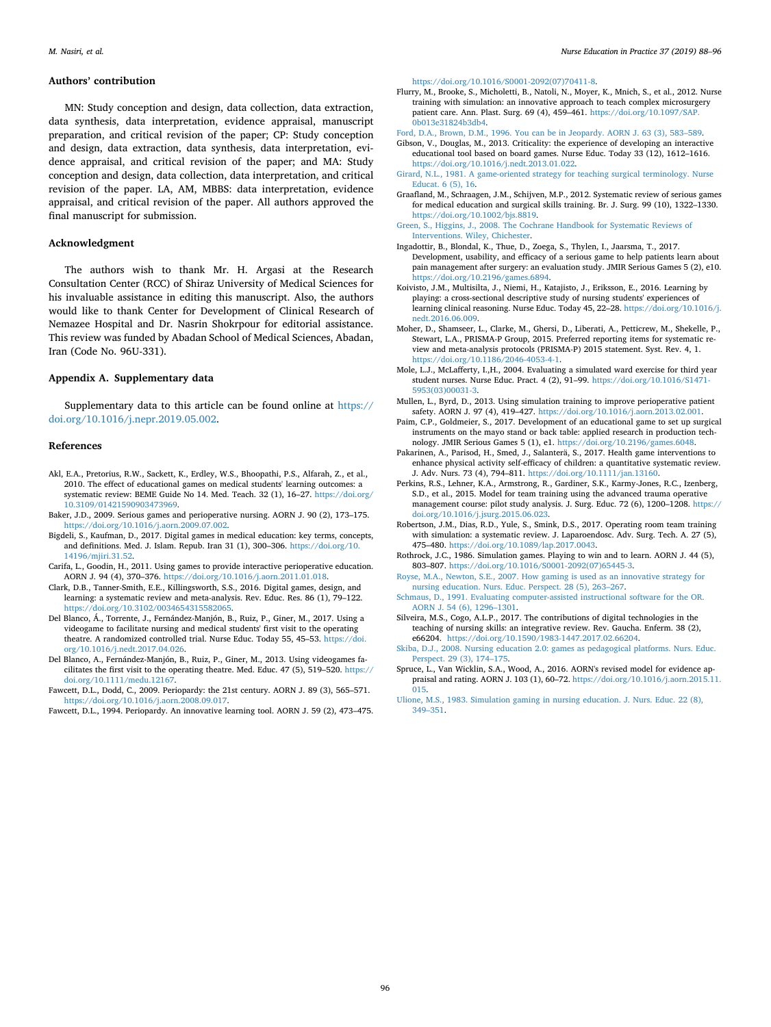## Authors' contribution

MN: Study conception and design, data collection, data extraction, data synthesis, data interpretation, evidence appraisal, manuscript preparation, and critical revision of the paper; CP: Study conception and design, data extraction, data synthesis, data interpretation, evidence appraisal, and critical revision of the paper; and MA: Study conception and design, data collection, data interpretation, and critical revision of the paper. LA, AM, MBBS: data interpretation, evidence appraisal, and critical revision of the paper. All authors approved the final manuscript for submission.

## Acknowledgment

The authors wish to thank Mr. H. Argasi at the Research Consultation Center (RCC) of Shiraz University of Medical Sciences for his invaluable assistance in editing this manuscript. Also, the authors would like to thank Center for Development of Clinical Research of Nemazee Hospital and Dr. Nasrin Shokrpour for editorial assistance. This review was funded by Abadan School of Medical Sciences, Abadan, Iran (Code No. 96U-331).

## Appendix A. Supplementary data

Supplementary data to this article can be found online at https://doi.org/10.1016/j.nepr.2019.05.002.

## References

Akl, E.A., Pretorius, R.W., Sackett, K., Erdley, W.S., Bhoopathi, P.S., Alfarah, Z., et al., 2010. The effect of educational games on medical students' learning outcomes: a systematic review: BEME Guide No 14. Med. Teach. 32 (1), 16–27. https://doi.org/10.3109/01421590903473969.

Baker, J.D., 2009. Serious games and perioperative nursing. AORN J. 90 (2), 173–175. https://doi.org/10.1016/j.aorn.2009.07.002.

Bigdeli, S., Kaufman, D., 2017. Digital games in medical education: key terms, concepts, and definitions. Med. J. Islam. Repub. Iran 31 (1), 300–306. https://doi.org/10.14196/mjiri.31.52.

Carifa, L., Goodin, H., 2011. Using games to provide interactive perioperative education. AORN J. 94 (4), 370–376. https://doi.org/10.1016/j.aorn.2011.01.018.

Clark, D.B., Tanner-Smith, E.E., Killingsworth, S.S., 2016. Digital games, design, and learning: a systematic review and meta-analysis. Rev. Educ. Res. 86 (1), 79–122. https://doi.org/10.3102/0034654315582065.

Del Blanco, Á., Torrente, J., Fernández-Manjón, B., Ruiz, P., Giner, M., 2017. Using a videogame to facilitate nursing and medical students' first visit to the operating theatre. A randomized controlled trial. Nurse Educ. Today 55, 45–53. https://doi.org/10.1016/j.nedt.2017.04.026.

Del Blanco, A., Fernández-Manjón, B., Ruiz, P., Giner, M., 2013. Using videogames facilitates the first visit to the operating theatre. Med. Educ. 47 (5), 519–520. https://doi.org/10.1111/medu.12167.

Fawcett, D.L., Dodd, C., 2009. Periopardy: the 21st century. AORN J. 89 (3), 565–571. https://doi.org/10.1016/j.aorn.2008.09.017.

Fawcett, D.L., 1994. Periopardy. An innovative learning tool. AORN J. 59 (2), 473–475. https://doi.org/10.1016/S0001-2092(07)70411-8.

Flurry, M., Brooke, S., Micholetti, B., Natoli, N., Moyer, K., Mnich, S., et al., 2012. Nurse training with simulation: an innovative approach to teach complex microsurgery patient care. Ann. Plast. Surg. 69 (4), 459–461. https://doi.org/10.1097/SAP.0b013e31824b3db4.

Ford, D.A., Brown, D.M., 1996. You can be in Jeopardy. AORN J. 63 (3), 583–589.

Gibson, V., Douglas, M., 2013. Criticality: the experience of developing an interactive educational tool based on board games. Nurse Educ. Today 33 (12), 1612–1616. https://doi.org/10.1016/j.nedt.2013.01.022.

Girard, N.L., 1981. A game-oriented strategy for teaching surgical terminology. Nurse Educat. 6 (5), 16.

Graafland, M., Schraagen, J.M., Schijven, M.P., 2012. Systematic review of serious games for medical education and surgical skills training. Br. J. Surg. 99 (10), 1322–1330. https://doi.org/10.1002/bjs.8819.

Green, S., Higgins, J., 2008. The Cochrane Handbook for Systematic Reviews of Interventions. Wiley, Chichester.

Ingadottir, B., Blondal, K., Thue, D., Zoega, S., Thylen, I., Jaarsma, T., 2017. Development, usability, and efficacy of a serious game to help patients learn about pain management after surgery: an evaluation study. JMIR Serious Games 5 (2), e10. https://doi.org/10.2196/games.6894.

Koivisto, J.M., Multisilta, J., Niemi, H., Katajisto, J., Eriksson, E., 2016. Learning by playing: a cross-sectional descriptive study of nursing students' experiences of learning clinical reasoning. Nurse Educ. Today 45, 22–28. https://doi.org/10.1016/j.nedt.2016.06.009.

Moher, D., Shamseer, L., Clarke, M., Ghersi, D., Liberati, A., Petticrew, M., Shekelle, P., Stewart, L.A., PRISMA-P Group, 2015. Preferred reporting items for systematic review and meta-analysis protocols (PRISMA-P) 2015 statement. Syst. Rev. 4, 1. https://doi.org/10.1186/2046-4053-4-1.

Mole, L.J., McLafferty, I.,H., 2004. Evaluating a simulated ward exercise for third year student nurses. Nurse Educ. Pract. 4 (2), 91–99. https://doi.org/10.1016/S1471-5953(03)00031-3.

Mullen, L., Byrd, D., 2013. Using simulation training to improve perioperative patient safety. AORN J. 97 (4), 419–427. https://doi.org/10.1016/j.aorn.2013.02.001.

Paim, C.P., Goldmeier, S., 2017. Development of an educational game to set up surgical instruments on the mayo stand or back table: applied research in production technology. JMIR Serious Games 5 (1), e1. https://doi.org/10.2196/games.6048.

Pakarinen, A., Parisod, H., Smed, J., Salanterä, S., 2017. Health game interventions to enhance physical activity self-efficacy of children: a quantitative systematic review. J. Adv. Nurs. 73 (4), 794–811. https://doi.org/10.1111/jan.13160.

Perkins, R.S., Lehner, K.A., Armstrong, R., Gardiner, S.K., Karmy-Jones, R.C., Izenberg, S.D., et al., 2015. Model for team training using the advanced trauma operative management course: pilot study analysis. J. Surg. Educ. 72 (6), 1200–1208. https://doi.org/10.1016/j.jsurg.2015.06.023.

Robertson, J.M., Dias, R.D., Yule, S., Smink, D.S., 2017. Operating room team training with simulation: a systematic review. J. Laparoendosc. Adv. Surg. Tech. A. 27 (5), 475–480. https://doi.org/10.1089/lap.2017.0043.

Rothrock, J.C., 1986. Simulation games. Playing to win and to learn. AORN J. 44 (5), 803–807. https://doi.org/10.1016/S0001-2092(07)65445-3.

Royse, M.A., Newton, S.E., 2007. How gaming is used as an innovative strategy for nursing education. Nurs. Educ. Perspect. 28 (5), 263–267.

Schmaus, D., 1991. Evaluating computer-assisted instructional software for the OR. AORN J. 54 (6), 1296–1301.

Silveira, M.S., Cogo, A.L.P., 2017. The contributions of digital technologies in the teaching of nursing skills: an integrative review. Rev. Gaucha. Enferm. 38 (2), e66204. https://doi.org/10.1590/1983-1447.2017.02.66204.

Skiba, D.J., 2008. Nursing education 2.0: games as pedagogical platforms. Nurs. Educ. Perspect. 29 (3), 174–175.

Spruce, L., Van Wicklin, S.A., Wood, A., 2016. AORN's revised model for evidence appraisal and rating. AORN J. 103 (1), 60–72. https://doi.org/10.1016/j.aorn.2015.11.015.

Ulione, M.S., 1983. Simulation gaming in nursing education. J. Nurs. Educ. 22 (8), 349–351.